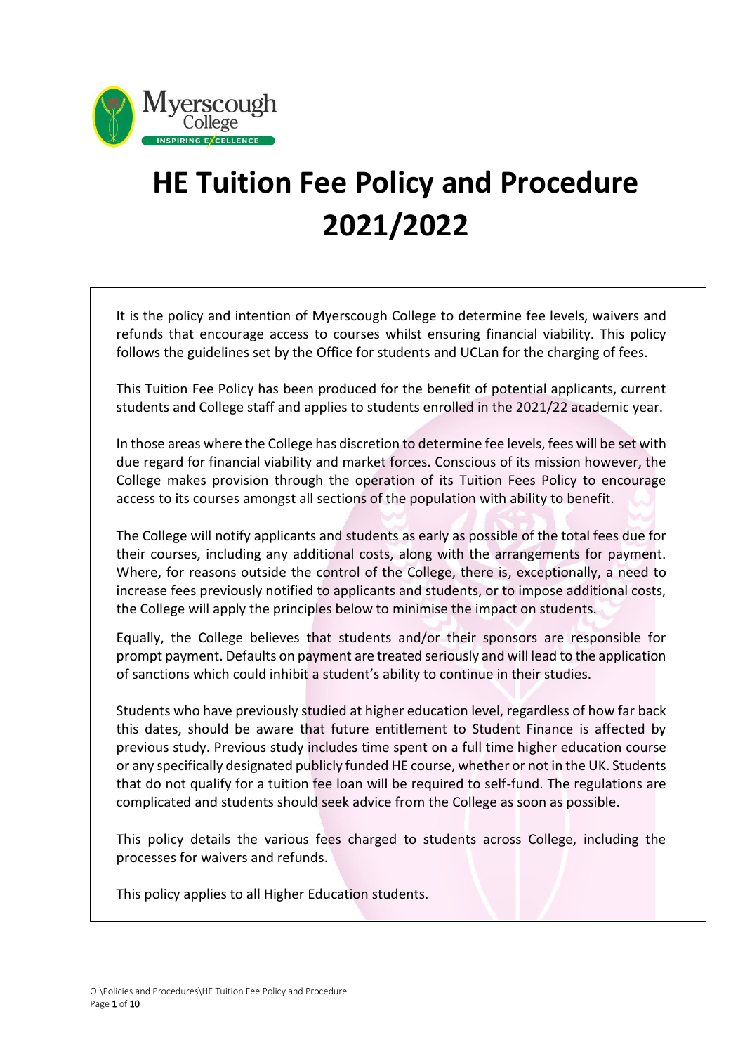# HE Tuition Fee Policy and Procedure 2021/2022

It is the policy and intention of Myerscough College to determine fee levels, waivers and refunds that encourage access to courses whilst ensuring financial viability. This policy follows the guidelines set by the Office for students and UCLan for the charging of fees.

This Tuition Fee Policy has been produced for the benefit of potential applicants, current students and College staff and applies to students enrolled in the 2021/22 academic year.

In those areas where the College has discretion to determine fee levels, fees will be set with due regard for financial viability and market forces. Conscious of its mission however, the College makes provision through the operation of its Tuition Fees Policy to encourage access to its courses amongst all sections of the population with ability to benefit.

The College will notify applicants and students as early as possible of the total fees due for their courses, including any additional costs, along with the arrangements for payment. Where, for reasons outside the control of the College, there is, exceptionally, a need to increase fees previously notified to applicants and students, or to impose additional costs, the College will apply the principles below to minimise the impact on students.

Equally, the College believes that students and/or their sponsors are responsible for prompt payment. Defaults on payment are treated seriously and will lead to the application of sanctions which could inhibit a student's ability to continue in their studies.

Students who have previously studied at higher education level, regardless of how far back this dates, should be aware that future entitlement to Student Finance is affected by previous study. Previous study includes time spent on a full time higher education course or any specifically designated publicly funded HE course, whether or not in the UK. Students that do not qualify for a tuition fee loan will be required to self-fund. The regulations are complicated and students should seek advice from the College as soon as possible.

This policy details the various fees charged to students across College, including the processes for waivers and refunds.

This policy applies to all Higher Education students.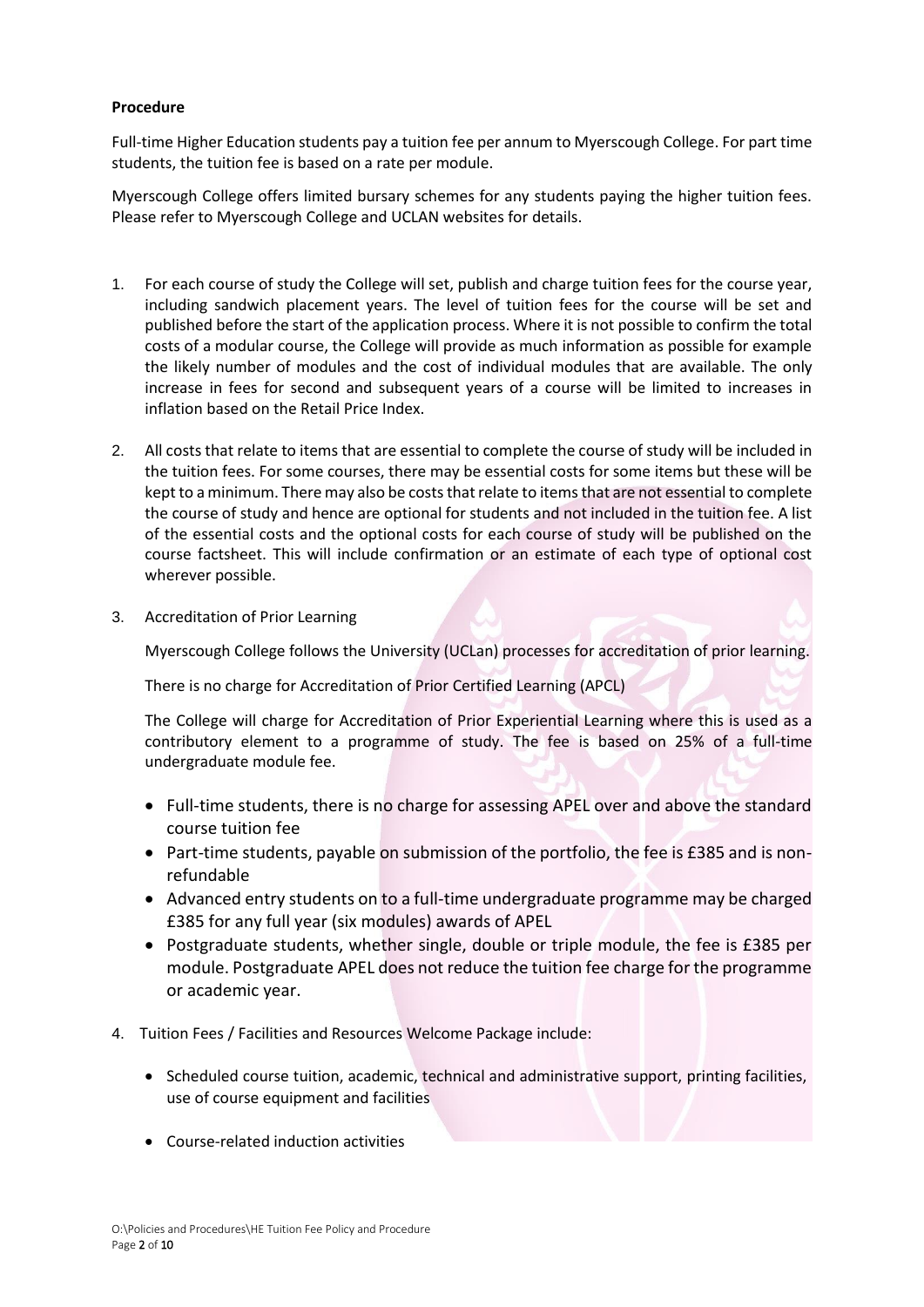**Procedure**

Full-time Higher Education students pay a tuition fee per annum to Myerscough College. For part time students, the tuition fee is based on a rate per module.

Myerscough College offers limited bursary schemes for any students paying the higher tuition fees. Please refer to Myerscough College and UCLAN websites for details.

1. For each course of study the College will set, publish and charge tuition fees for the course year, including sandwich placement years. The level of tuition fees for the course will be set and published before the start of the application process. Where it is not possible to confirm the total costs of a modular course, the College will provide as much information as possible for example the likely number of modules and the cost of individual modules that are available. The only increase in fees for second and subsequent years of a course will be limited to increases in inflation based on the Retail Price Index.

2. All costs that relate to items that are essential to complete the course of study will be included in the tuition fees. For some courses, there may be essential costs for some items but these will be kept to a minimum. There may also be costs that relate to items that are not essential to complete the course of study and hence are optional for students and not included in the tuition fee. A list of the essential costs and the optional costs for each course of study will be published on the course factsheet. This will include confirmation or an estimate of each type of optional cost wherever possible.

3. Accreditation of Prior Learning

   Myerscough College follows the University (UCLan) processes for accreditation of prior learning.

   There is no charge for Accreditation of Prior Certified Learning (APCL)

   The College will charge for Accreditation of Prior Experiential Learning where this is used as a contributory element to a programme of study. The fee is based on 25% of a full-time undergraduate module fee.

   - Full-time students, there is no charge for assessing APEL over and above the standard course tuition fee
   - Part-time students, payable on submission of the portfolio, the fee is £385 and is non-refundable
   - Advanced entry students on to a full-time undergraduate programme may be charged £385 for any full year (six modules) awards of APEL
   - Postgraduate students, whether single, double or triple module, the fee is £385 per module. Postgraduate APEL does not reduce the tuition fee charge for the programme or academic year.

4. Tuition Fees / Facilities and Resources Welcome Package include:

   - Scheduled course tuition, academic, technical and administrative support, printing facilities, use of course equipment and facilities
   - Course-related induction activities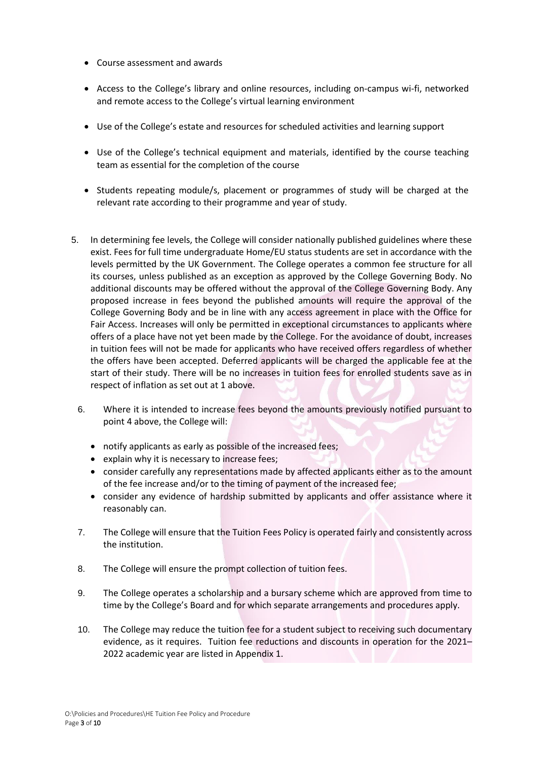- Course assessment and awards
- Access to the College's library and online resources, including on-campus wi-fi, networked and remote access to the College's virtual learning environment
- Use of the College's estate and resources for scheduled activities and learning support
- Use of the College's technical equipment and materials, identified by the course teaching team as essential for the completion of the course
- Students repeating module/s, placement or programmes of study will be charged at the relevant rate according to their programme and year of study.

5. In determining fee levels, the College will consider nationally published guidelines where these exist. Fees for full time undergraduate Home/EU status students are set in accordance with the levels permitted by the UK Government. The College operates a common fee structure for all its courses, unless published as an exception as approved by the College Governing Body. No additional discounts may be offered without the approval of the College Governing Body. Any proposed increase in fees beyond the published amounts will require the approval of the College Governing Body and be in line with any access agreement in place with the Office for Fair Access. Increases will only be permitted in exceptional circumstances to applicants where offers of a place have not yet been made by the College. For the avoidance of doubt, increases in tuition fees will not be made for applicants who have received offers regardless of whether the offers have been accepted. Deferred applicants will be charged the applicable fee at the start of their study. There will be no increases in tuition fees for enrolled students save as in respect of inflation as set out at 1 above.

6. Where it is intended to increase fees beyond the amounts previously notified pursuant to point 4 above, the College will:

   - notify applicants as early as possible of the increased fees;
   - explain why it is necessary to increase fees;
   - consider carefully any representations made by affected applicants either as to the amount of the fee increase and/or to the timing of payment of the increased fee;
   - consider any evidence of hardship submitted by applicants and offer assistance where it reasonably can.

7. The College will ensure that the Tuition Fees Policy is operated fairly and consistently across the institution.

8. The College will ensure the prompt collection of tuition fees.

9. The College operates a scholarship and a bursary scheme which are approved from time to time by the College's Board and for which separate arrangements and procedures apply.

10. The College may reduce the tuition fee for a student subject to receiving such documentary evidence, as it requires. Tuition fee reductions and discounts in operation for the 2021–2022 academic year are listed in Appendix 1.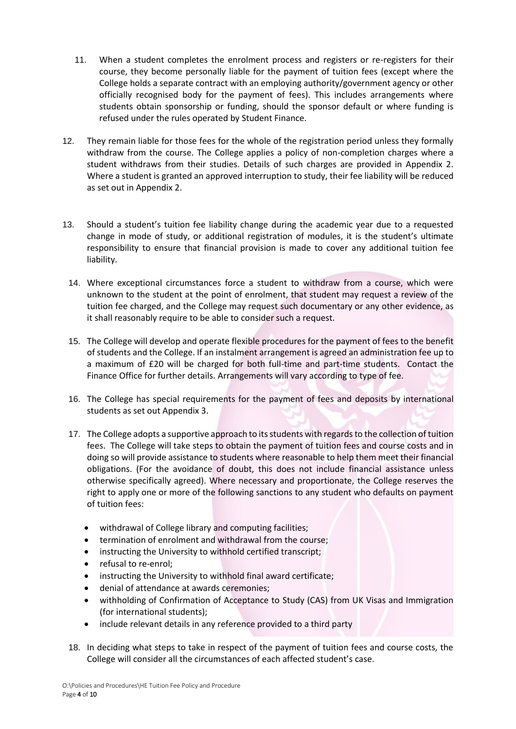11. When a student completes the enrolment process and registers or re-registers for their course, they become personally liable for the payment of tuition fees (except where the College holds a separate contract with an employing authority/government agency or other officially recognised body for the payment of fees). This includes arrangements where students obtain sponsorship or funding, should the sponsor default or where funding is refused under the rules operated by Student Finance.

12. They remain liable for those fees for the whole of the registration period unless they formally withdraw from the course. The College applies a policy of non-completion charges where a student withdraws from their studies. Details of such charges are provided in Appendix 2. Where a student is granted an approved interruption to study, their fee liability will be reduced as set out in Appendix 2.

13. Should a student's tuition fee liability change during the academic year due to a requested change in mode of study, or additional registration of modules, it is the student's ultimate responsibility to ensure that financial provision is made to cover any additional tuition fee liability.

14. Where exceptional circumstances force a student to withdraw from a course, which were unknown to the student at the point of enrolment, that student may request a review of the tuition fee charged, and the College may request such documentary or any other evidence, as it shall reasonably require to be able to consider such a request.

15. The College will develop and operate flexible procedures for the payment of fees to the benefit of students and the College. If an instalment arrangement is agreed an administration fee up to a maximum of £20 will be charged for both full-time and part-time students. Contact the Finance Office for further details. Arrangements will vary according to type of fee.

16. The College has special requirements for the payment of fees and deposits by international students as set out Appendix 3.

17. The College adopts a supportive approach to its students with regards to the collection of tuition fees. The College will take steps to obtain the payment of tuition fees and course costs and in doing so will provide assistance to students where reasonable to help them meet their financial obligations. (For the avoidance of doubt, this does not include financial assistance unless otherwise specifically agreed). Where necessary and proportionate, the College reserves the right to apply one or more of the following sanctions to any student who defaults on payment of tuition fees:

    - withdrawal of College library and computing facilities;
    - termination of enrolment and withdrawal from the course;
    - instructing the University to withhold certified transcript;
    - refusal to re-enrol;
    - instructing the University to withhold final award certificate;
    - denial of attendance at awards ceremonies;
    - withholding of Confirmation of Acceptance to Study (CAS) from UK Visas and Immigration (for international students);
    - include relevant details in any reference provided to a third party

18. In deciding what steps to take in respect of the payment of tuition fees and course costs, the College will consider all the circumstances of each affected student's case.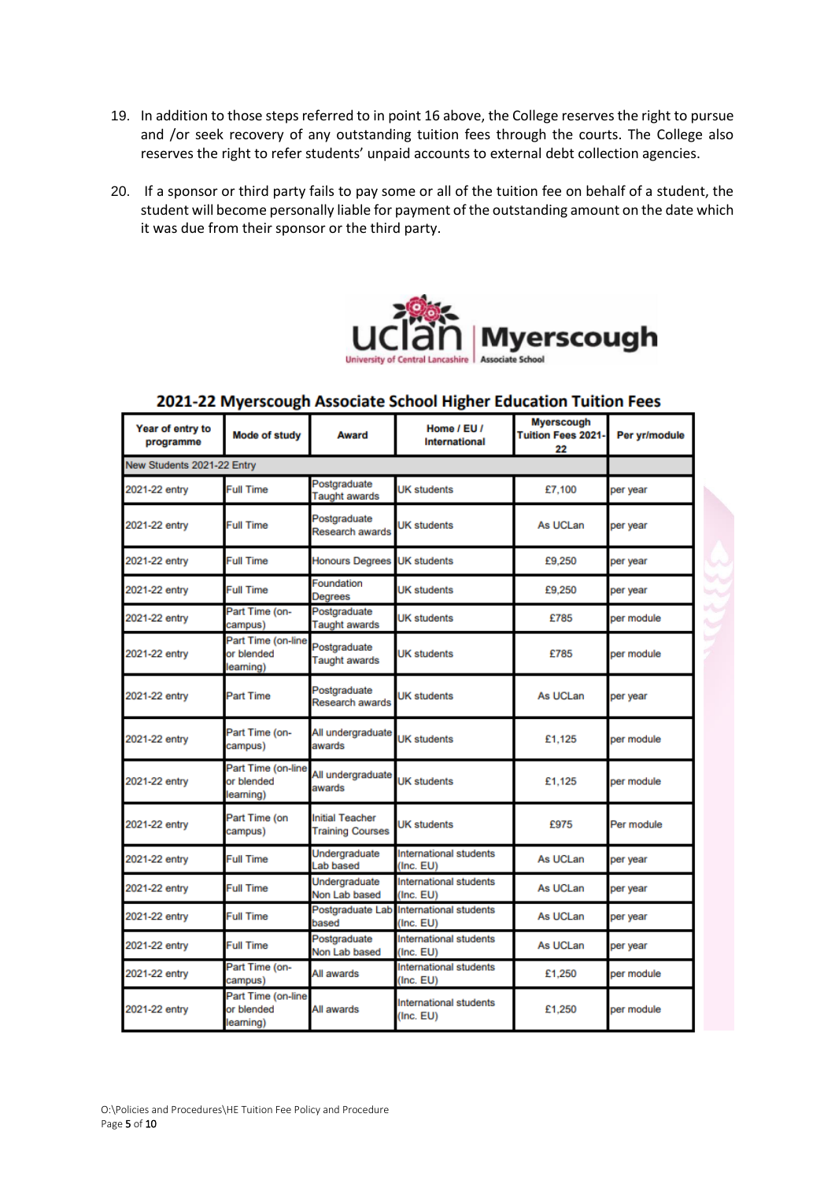19. In addition to those steps referred to in point 16 above, the College reserves the right to pursue and /or seek recovery of any outstanding tuition fees through the courts. The College also reserves the right to refer students' unpaid accounts to external debt collection agencies.

20. If a sponsor or third party fails to pay some or all of the tuition fee on behalf of a student, the student will become personally liable for payment of the outstanding amount on the date which it was due from their sponsor or the third party.

## 2021-22 Myerscough Associate School Higher Education Tuition Fees

| Year of entry to programme | Mode of study | Award | Home / EU / International | Myerscough Tuition Fees 2021-22 | Per yr/module |
|---|---|---|---|---|---|
| New Students 2021-22 Entry | | | | | |
| 2021-22 entry | Full Time | Postgraduate Taught awards | UK students | £7,100 | per year |
| 2021-22 entry | Full Time | Postgraduate Research awards | UK students | As UCLan | per year |
| 2021-22 entry | Full Time | Honours Degrees | UK students | £9,250 | per year |
| 2021-22 entry | Full Time | Foundation Degrees | UK students | £9,250 | per year |
| 2021-22 entry | Part Time (on-campus) | Postgraduate Taught awards | UK students | £785 | per module |
| 2021-22 entry | Part Time (on-line or blended learning) | Postgraduate Taught awards | UK students | £785 | per module |
| 2021-22 entry | Part Time | Postgraduate Research awards | UK students | As UCLan | per year |
| 2021-22 entry | Part Time (on-campus) | All undergraduate awards | UK students | £1,125 | per module |
| 2021-22 entry | Part Time (on-line or blended learning) | All undergraduate awards | UK students | £1,125 | per module |
| 2021-22 entry | Part Time (on campus) | Initial Teacher Training Courses | UK students | £975 | Per module |
| 2021-22 entry | Full Time | Undergraduate Lab based | International students (Inc. EU) | As UCLan | per year |
| 2021-22 entry | Full Time | Undergraduate Non Lab based | International students (Inc. EU) | As UCLan | per year |
| 2021-22 entry | Full Time | Postgraduate Lab based | International students (Inc. EU) | As UCLan | per year |
| 2021-22 entry | Full Time | Postgraduate Non Lab based | International students (Inc. EU) | As UCLan | per year |
| 2021-22 entry | Part Time (on-campus) | All awards | International students (Inc. EU) | £1,250 | per module |
| 2021-22 entry | Part Time (on-line or blended learning) | All awards | International students (Inc. EU) | £1,250 | per module |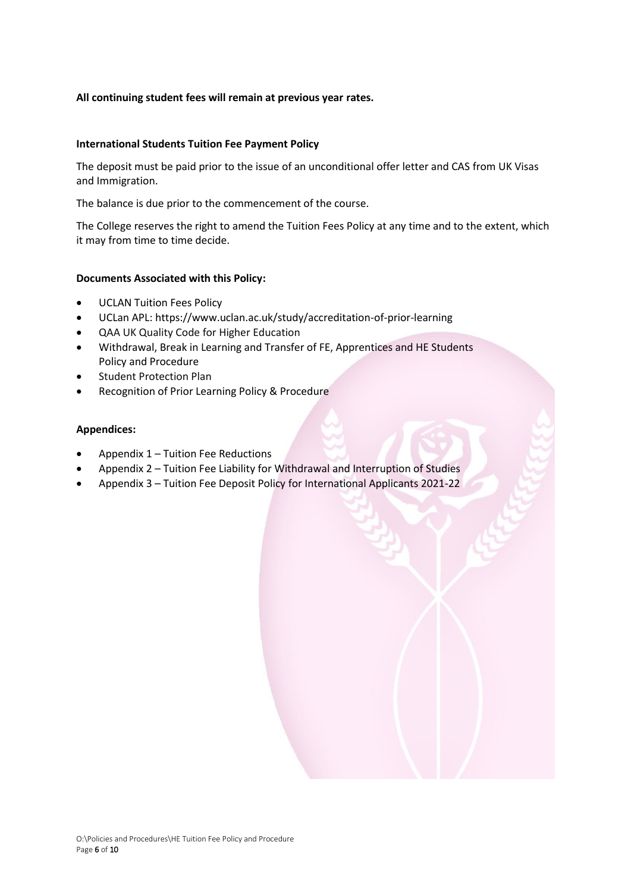**All continuing student fees will remain at previous year rates.**

**International Students Tuition Fee Payment Policy**

The deposit must be paid prior to the issue of an unconditional offer letter and CAS from UK Visas and Immigration.

The balance is due prior to the commencement of the course.

The College reserves the right to amend the Tuition Fees Policy at any time and to the extent, which it may from time to time decide.

**Documents Associated with this Policy:**

- UCLAN Tuition Fees Policy
- UCLan APL: https://www.uclan.ac.uk/study/accreditation-of-prior-learning
- QAA UK Quality Code for Higher Education
- Withdrawal, Break in Learning and Transfer of FE, Apprentices and HE Students Policy and Procedure
- Student Protection Plan
- Recognition of Prior Learning Policy & Procedure

**Appendices:**

- Appendix 1 – Tuition Fee Reductions
- Appendix 2 – Tuition Fee Liability for Withdrawal and Interruption of Studies
- Appendix 3 – Tuition Fee Deposit Policy for International Applicants 2021-22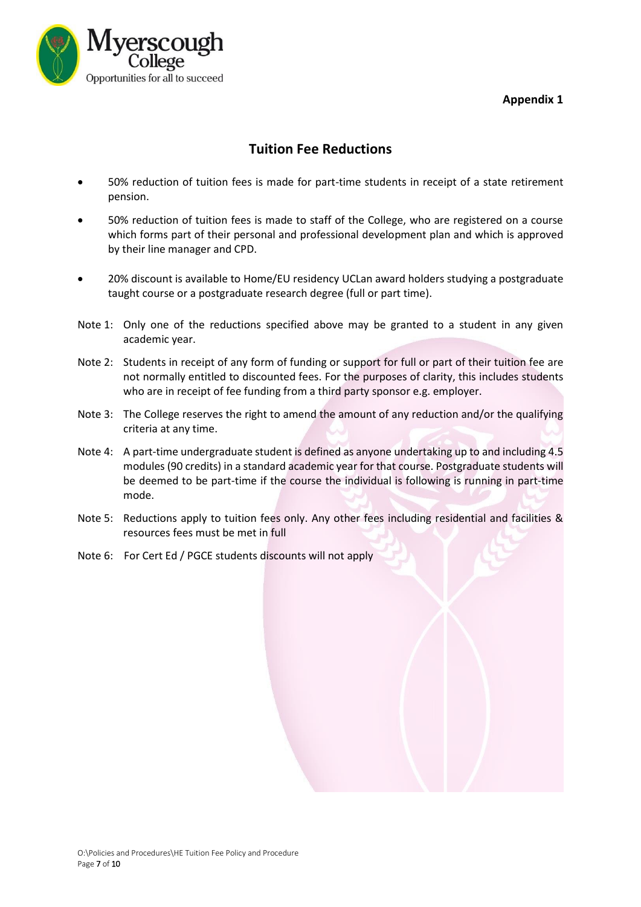**Appendix 1**

## Tuition Fee Reductions

- 50% reduction of tuition fees is made for part-time students in receipt of a state retirement pension.
- 50% reduction of tuition fees is made to staff of the College, who are registered on a course which forms part of their personal and professional development plan and which is approved by their line manager and CPD.
- 20% discount is available to Home/EU residency UCLan award holders studying a postgraduate taught course or a postgraduate research degree (full or part time).

Note 1: Only one of the reductions specified above may be granted to a student in any given academic year.

Note 2: Students in receipt of any form of funding or support for full or part of their tuition fee are not normally entitled to discounted fees. For the purposes of clarity, this includes students who are in receipt of fee funding from a third party sponsor e.g. employer.

Note 3: The College reserves the right to amend the amount of any reduction and/or the qualifying criteria at any time.

Note 4: A part-time undergraduate student is defined as anyone undertaking up to and including 4.5 modules (90 credits) in a standard academic year for that course. Postgraduate students will be deemed to be part-time if the course the individual is following is running in part-time mode.

Note 5: Reductions apply to tuition fees only. Any other fees including residential and facilities & resources fees must be met in full

Note 6: For Cert Ed / PGCE students discounts will not apply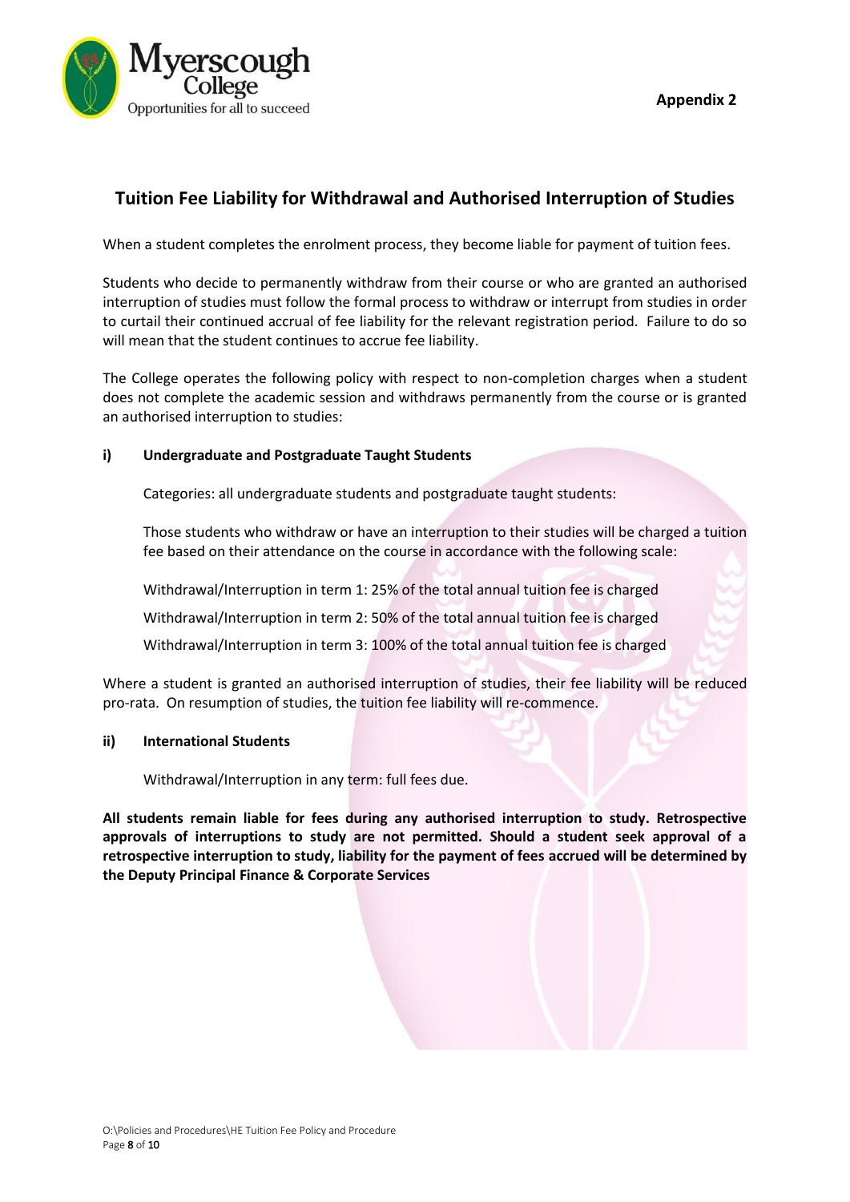**Appendix 2**

## Tuition Fee Liability for Withdrawal and Authorised Interruption of Studies

When a student completes the enrolment process, they become liable for payment of tuition fees.

Students who decide to permanently withdraw from their course or who are granted an authorised interruption of studies must follow the formal process to withdraw or interrupt from studies in order to curtail their continued accrual of fee liability for the relevant registration period. Failure to do so will mean that the student continues to accrue fee liability.

The College operates the following policy with respect to non-completion charges when a student does not complete the academic session and withdraws permanently from the course or is granted an authorised interruption to studies:

### i) Undergraduate and Postgraduate Taught Students

Categories: all undergraduate students and postgraduate taught students:

Those students who withdraw or have an interruption to their studies will be charged a tuition fee based on their attendance on the course in accordance with the following scale:

Withdrawal/Interruption in term 1: 25% of the total annual tuition fee is charged

Withdrawal/Interruption in term 2: 50% of the total annual tuition fee is charged

Withdrawal/Interruption in term 3: 100% of the total annual tuition fee is charged

Where a student is granted an authorised interruption of studies, their fee liability will be reduced pro-rata. On resumption of studies, the tuition fee liability will re-commence.

### ii) International Students

Withdrawal/Interruption in any term: full fees due.

**All students remain liable for fees during any authorised interruption to study. Retrospective approvals of interruptions to study are not permitted. Should a student seek approval of a retrospective interruption to study, liability for the payment of fees accrued will be determined by the Deputy Principal Finance & Corporate Services**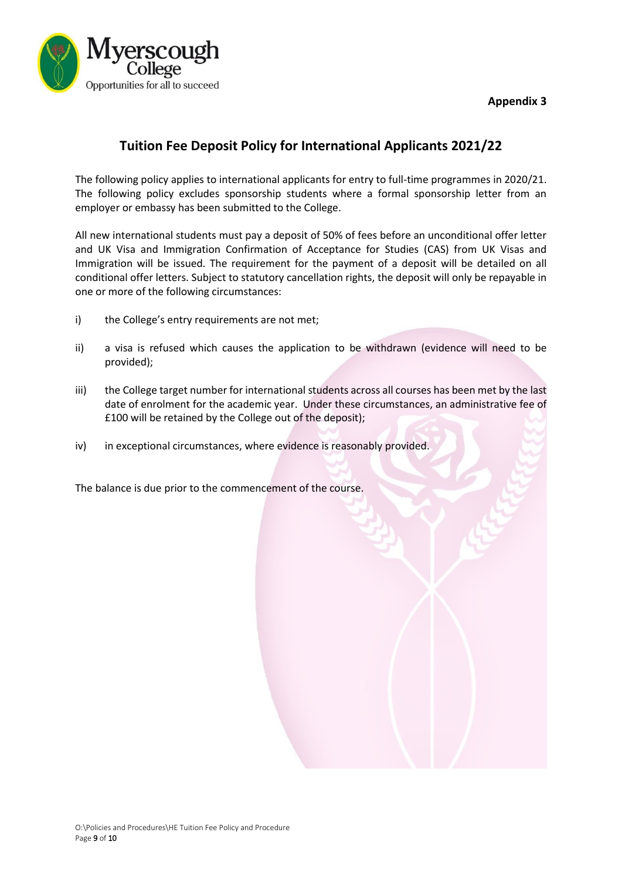**Appendix 3**

## Tuition Fee Deposit Policy for International Applicants 2021/22

The following policy applies to international applicants for entry to full-time programmes in 2020/21. The following policy excludes sponsorship students where a formal sponsorship letter from an employer or embassy has been submitted to the College.

All new international students must pay a deposit of 50% of fees before an unconditional offer letter and UK Visa and Immigration Confirmation of Acceptance for Studies (CAS) from UK Visas and Immigration will be issued. The requirement for the payment of a deposit will be detailed on all conditional offer letters. Subject to statutory cancellation rights, the deposit will only be repayable in one or more of the following circumstances:

i) the College's entry requirements are not met;

ii) a visa is refused which causes the application to be withdrawn (evidence will need to be provided);

iii) the College target number for international students across all courses has been met by the last date of enrolment for the academic year. Under these circumstances, an administrative fee of £100 will be retained by the College out of the deposit);

iv) in exceptional circumstances, where evidence is reasonably provided.

The balance is due prior to the commencement of the course.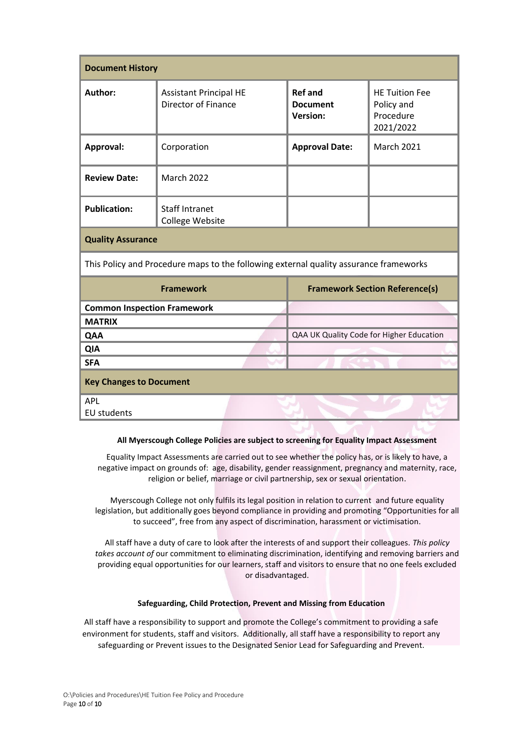| Document History | | | |
| --- | --- | --- | --- |
| **Author:** | Assistant Principal HE<br>Director of Finance | **Ref and Document Version:** | HE Tuition Fee Policy and Procedure 2021/2022 |
| **Approval:** | Corporation | **Approval Date:** | March 2021 |
| **Review Date:** | March 2022 | | |
| **Publication:** | Staff Intranet<br>College Website | | |

**Quality Assurance**

This Policy and Procedure maps to the following external quality assurance frameworks

| Framework | Framework Section Reference(s) |
| --- | --- |
| **Common Inspection Framework** | |
| **MATRIX** | |
| **QAA** | QAA UK Quality Code for Higher Education |
| **QIA** | |
| **SFA** | |

**Key Changes to Document**

APL
EU students

**All Myerscough College Policies are subject to screening for Equality Impact Assessment**

Equality Impact Assessments are carried out to see whether the policy has, or is likely to have, a negative impact on grounds of: age, disability, gender reassignment, pregnancy and maternity, race, religion or belief, marriage or civil partnership, sex or sexual orientation.

Myerscough College not only fulfils its legal position in relation to current and future equality legislation, but additionally goes beyond compliance in providing and promoting "Opportunities for all to succeed", free from any aspect of discrimination, harassment or victimisation.

All staff have a duty of care to look after the interests of and support their colleagues. *This policy takes account of* our commitment to eliminating discrimination, identifying and removing barriers and providing equal opportunities for our learners, staff and visitors to ensure that no one feels excluded or disadvantaged.

**Safeguarding, Child Protection, Prevent and Missing from Education**

All staff have a responsibility to support and promote the College's commitment to providing a safe environment for students, staff and visitors. Additionally, all staff have a responsibility to report any safeguarding or Prevent issues to the Designated Senior Lead for Safeguarding and Prevent.